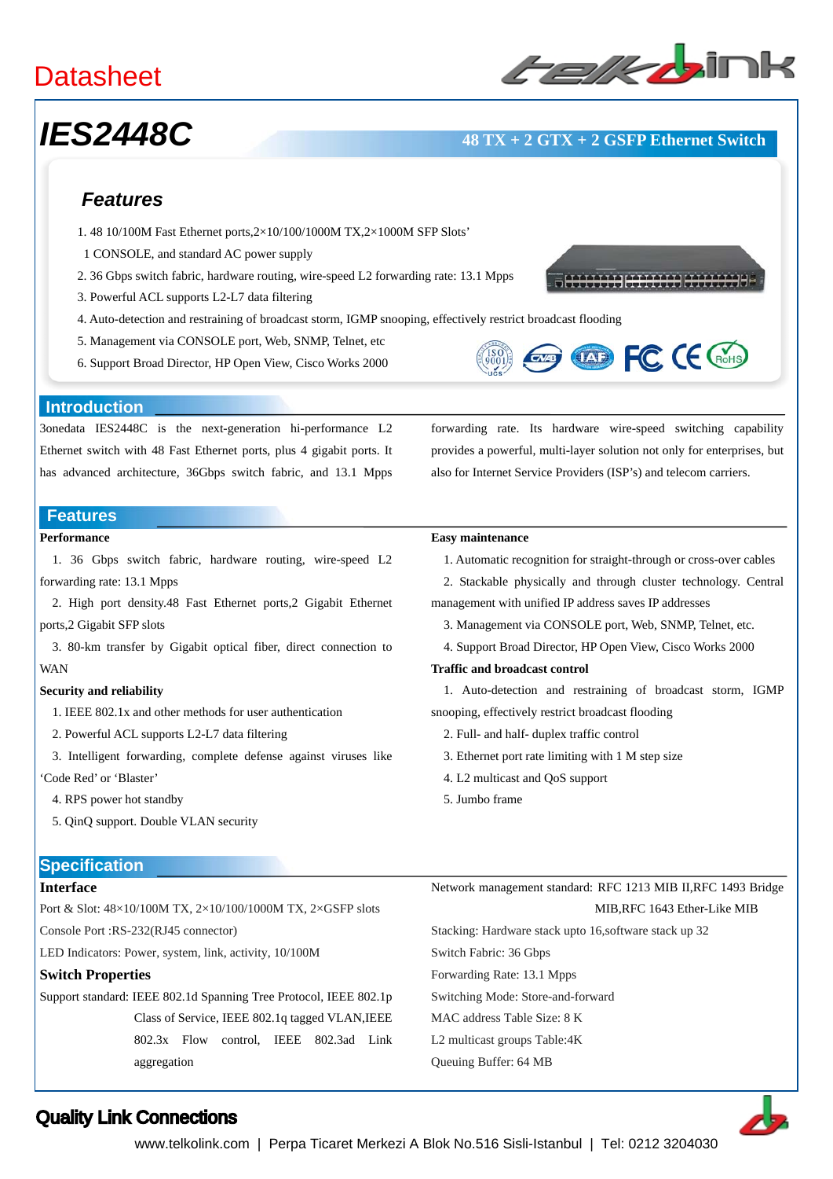Datasheet

# IES2448C

**48 TX + 2 GTX + 2 GSFP Ethernet Switch**

## Features

1. 48 10/100M Fast Ethernet ports,2×10/100/1000M TX,2×1000M SFP Slots'
   1 CONSOLE, and standard AC power supply
2. 36 Gbps switch fabric, hardware routing, wire-speed L2 forwarding rate: 13.1 Mpps
3. Powerful ACL supports L2-L7 data filtering
4. Auto-detection and restraining of broadcast storm, IGMP snooping, effectively restrict broadcast flooding
5. Management via CONSOLE port, Web, SNMP, Telnet, etc
6. Support Broad Director, HP Open View, Cisco Works 2000

## Introduction

3onedata IES2448C is the next-generation hi-performance L2 Ethernet switch with 48 Fast Ethernet ports, plus 4 gigabit ports. It has advanced architecture, 36Gbps switch fabric, and 13.1 Mpps forwarding rate. Its hardware wire-speed switching capability provides a powerful, multi-layer solution not only for enterprises, but also for Internet Service Providers (ISP's) and telecom carriers.

## Features

**Performance**

1. 36 Gbps switch fabric, hardware routing, wire-speed L2 forwarding rate: 13.1 Mpps
2. High port density.48 Fast Ethernet ports,2 Gigabit Ethernet ports,2 Gigabit SFP slots
3. 80-km transfer by Gigabit optical fiber, direct connection to WAN

**Security and reliability**

1. IEEE 802.1x and other methods for user authentication
2. Powerful ACL supports L2-L7 data filtering
3. Intelligent forwarding, complete defense against viruses like 'Code Red' or 'Blaster'
4. RPS power hot standby
5. QinQ support. Double VLAN security

**Easy maintenance**

1. Automatic recognition for straight-through or cross-over cables
2. Stackable physically and through cluster technology. Central management with unified IP address saves IP addresses
3. Management via CONSOLE port, Web, SNMP, Telnet, etc.
4. Support Broad Director, HP Open View, Cisco Works 2000

**Traffic and broadcast control**

1. Auto-detection and restraining of broadcast storm, IGMP snooping, effectively restrict broadcast flooding
2. Full- and half- duplex traffic control
3. Ethernet port rate limiting with 1 M step size
4. L2 multicast and QoS support
5. Jumbo frame

## Specification

### Interface

Port & Slot: 48×10/100M TX, 2×10/100/1000M TX, 2×GSFP slots

Console Port :RS-232(RJ45 connector)

LED Indicators: Power, system, link, activity, 10/100M

### Switch Properties

Support standard: IEEE 802.1d Spanning Tree Protocol, IEEE 802.1p Class of Service, IEEE 802.1q tagged VLAN,IEEE 802.3x Flow control, IEEE 802.3ad Link aggregation

Network management standard: RFC 1213 MIB II,RFC 1493 Bridge MIB,RFC 1643 Ether-Like MIB

Stacking: Hardware stack upto 16,software stack up 32

Switch Fabric: 36 Gbps

Forwarding Rate: 13.1 Mpps

Switching Mode: Store-and-forward

MAC address Table Size: 8 K

L2 multicast groups Table:4K

Queuing Buffer: 64 MB

**Quality Link Connections**

www.telkolink.com | Perpa Ticaret Merkezi A Blok No.516 Sisli-Istanbul | Tel: 0212 3204030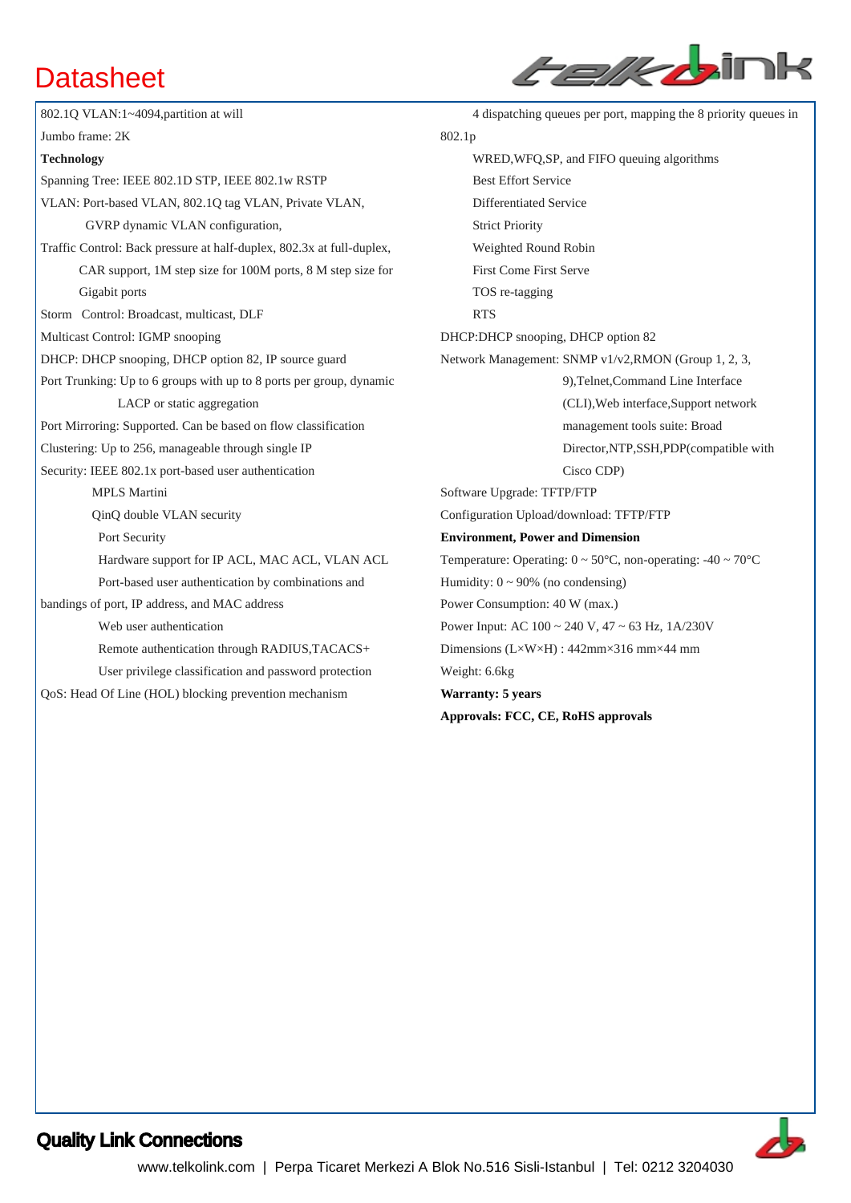802.1Q VLAN:1~4094,partition at will

Jumbo frame: 2K

**Technology**

Spanning Tree: IEEE 802.1D STP, IEEE 802.1w RSTP

VLAN: Port-based VLAN, 802.1Q tag VLAN, Private VLAN,
GVRP dynamic VLAN configuration,

Traffic Control: Back pressure at half-duplex, 802.3x at full-duplex,
CAR support, 1M step size for 100M ports, 8 M step size for Gigabit ports

Storm Control: Broadcast, multicast, DLF

Multicast Control: IGMP snooping

DHCP: DHCP snooping, DHCP option 82, IP source guard

Port Trunking: Up to 6 groups with up to 8 ports per group, dynamic
LACP or static aggregation

Port Mirroring: Supported. Can be based on flow classification

Clustering: Up to 256, manageable through single IP

Security: IEEE 802.1x port-based user authentication

MPLS Martini

QinQ double VLAN security

Port Security

Hardware support for IP ACL, MAC ACL, VLAN ACL

Port-based user authentication by combinations and bandings of port, IP address, and MAC address

Web user authentication

Remote authentication through RADIUS,TACACS+

User privilege classification and password protection

QoS: Head Of Line (HOL) blocking prevention mechanism

4 dispatching queues per port, mapping the 8 priority queues in 802.1p

WRED,WFQ,SP, and FIFO queuing algorithms

Best Effort Service

Differentiated Service

Strict Priority

Weighted Round Robin

First Come First Serve

TOS re-tagging

RTS

DHCP:DHCP snooping, DHCP option 82

Network Management: SNMP v1/v2,RMON (Group 1, 2, 3, 9),Telnet,Command Line Interface (CLI),Web interface,Support network management tools suite: Broad Director,NTP,SSH,PDP(compatible with Cisco CDP)

Software Upgrade: TFTP/FTP

Configuration Upload/download: TFTP/FTP

**Environment, Power and Dimension**

Temperature: Operating: 0 ~ 50°C, non-operating: -40 ~ 70°C

Humidity: 0 ~ 90% (no condensing)

Power Consumption: 40 W (max.)

Power Input: AC 100 ~ 240 V, 47 ~ 63 Hz, 1A/230V

Dimensions (L×W×H) : 442mm×316 mm×44 mm

Weight: 6.6kg

**Warranty: 5 years**

**Approvals: FCC, CE, RoHS approvals**